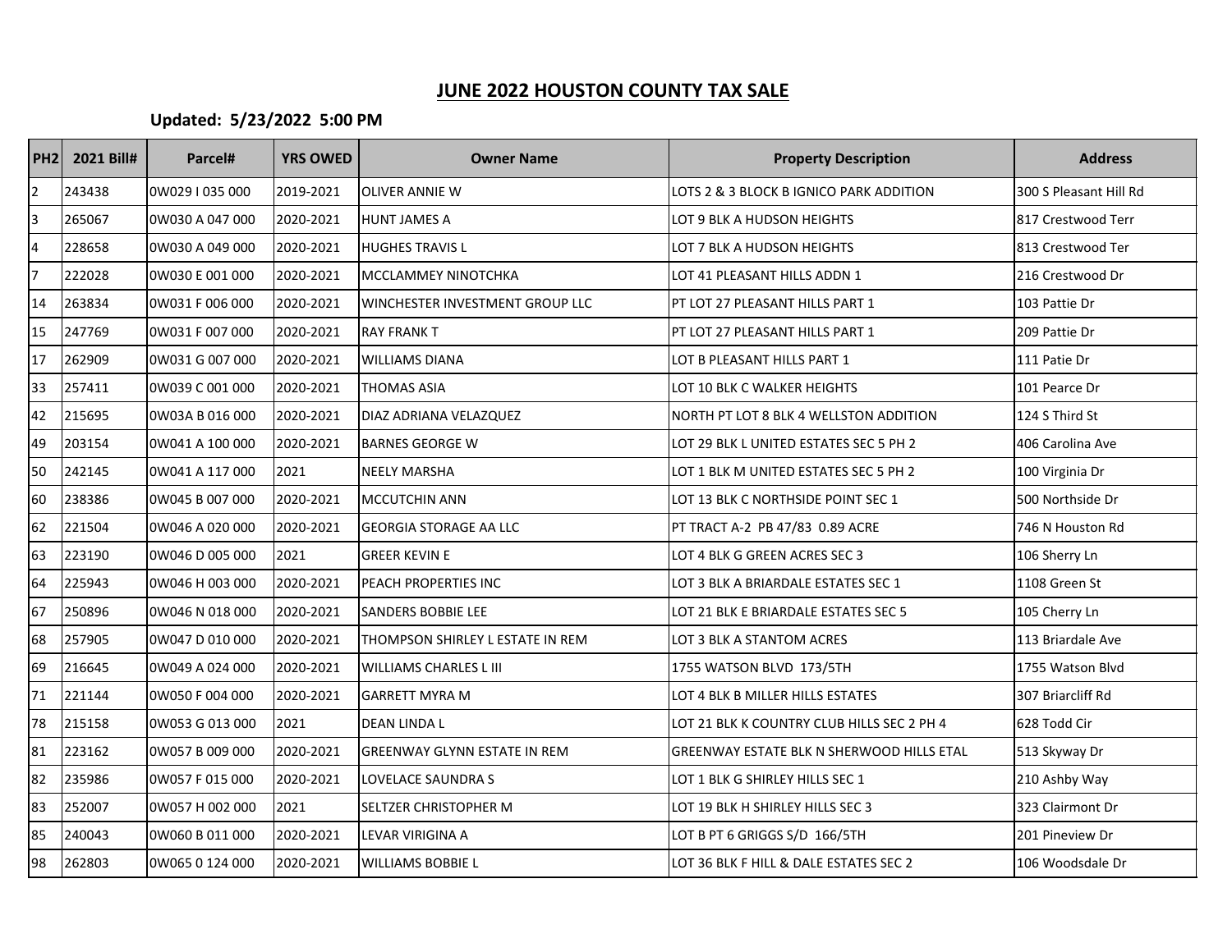# JUNE 2022 HOUSTON COUNTY TAX SALE

**Updated: 5/23/2022 5:00 PM**

| PH2 | 2021 Bill# | Parcel# | YRS OWED | Owner Name | Property Description | Address |
|---|---|---|---|---|---|---|
| 2 | 243438 | 0W029 I 035 000 | 2019-2021 | OLIVER ANNIE W | LOTS 2 & 3 BLOCK B IGNICO PARK ADDITION | 300 S Pleasant Hill Rd |
| 3 | 265067 | 0W030 A 047 000 | 2020-2021 | HUNT JAMES A | LOT 9 BLK A HUDSON HEIGHTS | 817 Crestwood Terr |
| 4 | 228658 | 0W030 A 049 000 | 2020-2021 | HUGHES TRAVIS L | LOT 7 BLK A HUDSON HEIGHTS | 813 Crestwood Ter |
| 7 | 222028 | 0W030 E 001 000 | 2020-2021 | MCCLAMMEY NINOTCHKA | LOT 41 PLEASANT HILLS ADDN 1 | 216 Crestwood Dr |
| 14 | 263834 | 0W031 F 006 000 | 2020-2021 | WINCHESTER INVESTMENT GROUP LLC | PT LOT 27 PLEASANT HILLS PART 1 | 103 Pattie Dr |
| 15 | 247769 | 0W031 F 007 000 | 2020-2021 | RAY FRANK T | PT LOT 27 PLEASANT HILLS PART 1 | 209 Pattie Dr |
| 17 | 262909 | 0W031 G 007 000 | 2020-2021 | WILLIAMS DIANA | LOT B PLEASANT HILLS PART 1 | 111 Patie Dr |
| 33 | 257411 | 0W039 C 001 000 | 2020-2021 | THOMAS ASIA | LOT 10 BLK C WALKER HEIGHTS | 101 Pearce Dr |
| 42 | 215695 | 0W03A B 016 000 | 2020-2021 | DIAZ ADRIANA VELAZQUEZ | NORTH PT LOT 8 BLK 4 WELLSTON ADDITION | 124 S Third St |
| 49 | 203154 | 0W041 A 100 000 | 2020-2021 | BARNES GEORGE W | LOT 29 BLK L UNITED ESTATES SEC 5 PH 2 | 406 Carolina Ave |
| 50 | 242145 | 0W041 A 117 000 | 2021 | NEELY MARSHA | LOT 1 BLK M UNITED ESTATES SEC 5 PH 2 | 100 Virginia Dr |
| 60 | 238386 | 0W045 B 007 000 | 2020-2021 | MCCUTCHIN ANN | LOT 13 BLK C NORTHSIDE POINT SEC 1 | 500 Northside Dr |
| 62 | 221504 | 0W046 A 020 000 | 2020-2021 | GEORGIA STORAGE AA LLC | PT TRACT A-2 PB 47/83 0.89 ACRE | 746 N Houston Rd |
| 63 | 223190 | 0W046 D 005 000 | 2021 | GREER KEVIN E | LOT 4 BLK G GREEN ACRES SEC 3 | 106 Sherry Ln |
| 64 | 225943 | 0W046 H 003 000 | 2020-2021 | PEACH PROPERTIES INC | LOT 3 BLK A BRIARDALE ESTATES SEC 1 | 1108 Green St |
| 67 | 250896 | 0W046 N 018 000 | 2020-2021 | SANDERS BOBBIE LEE | LOT 21 BLK E BRIARDALE ESTATES SEC 5 | 105 Cherry Ln |
| 68 | 257905 | 0W047 D 010 000 | 2020-2021 | THOMPSON SHIRLEY L ESTATE IN REM | LOT 3 BLK A STANTOM ACRES | 113 Briardale Ave |
| 69 | 216645 | 0W049 A 024 000 | 2020-2021 | WILLIAMS CHARLES L III | 1755 WATSON BLVD 173/5TH | 1755 Watson Blvd |
| 71 | 221144 | 0W050 F 004 000 | 2020-2021 | GARRETT MYRA M | LOT 4 BLK B MILLER HILLS ESTATES | 307 Briarcliff Rd |
| 78 | 215158 | 0W053 G 013 000 | 2021 | DEAN LINDA L | LOT 21 BLK K COUNTRY CLUB HILLS SEC 2 PH 4 | 628 Todd Cir |
| 81 | 223162 | 0W057 B 009 000 | 2020-2021 | GREENWAY GLYNN ESTATE IN REM | GREENWAY ESTATE BLK N SHERWOOD HILLS ETAL | 513 Skyway Dr |
| 82 | 235986 | 0W057 F 015 000 | 2020-2021 | LOVELACE SAUNDRA S | LOT 1 BLK G SHIRLEY HILLS SEC 1 | 210 Ashby Way |
| 83 | 252007 | 0W057 H 002 000 | 2021 | SELTZER CHRISTOPHER M | LOT 19 BLK H SHIRLEY HILLS SEC 3 | 323 Clairmont Dr |
| 85 | 240043 | 0W060 B 011 000 | 2020-2021 | LEVAR VIRIGINA A | LOT B PT 6 GRIGGS S/D 166/5TH | 201 Pineview Dr |
| 98 | 262803 | 0W065 0 124 000 | 2020-2021 | WILLIAMS BOBBIE L | LOT 36 BLK F HILL & DALE ESTATES SEC 2 | 106 Woodsdale Dr |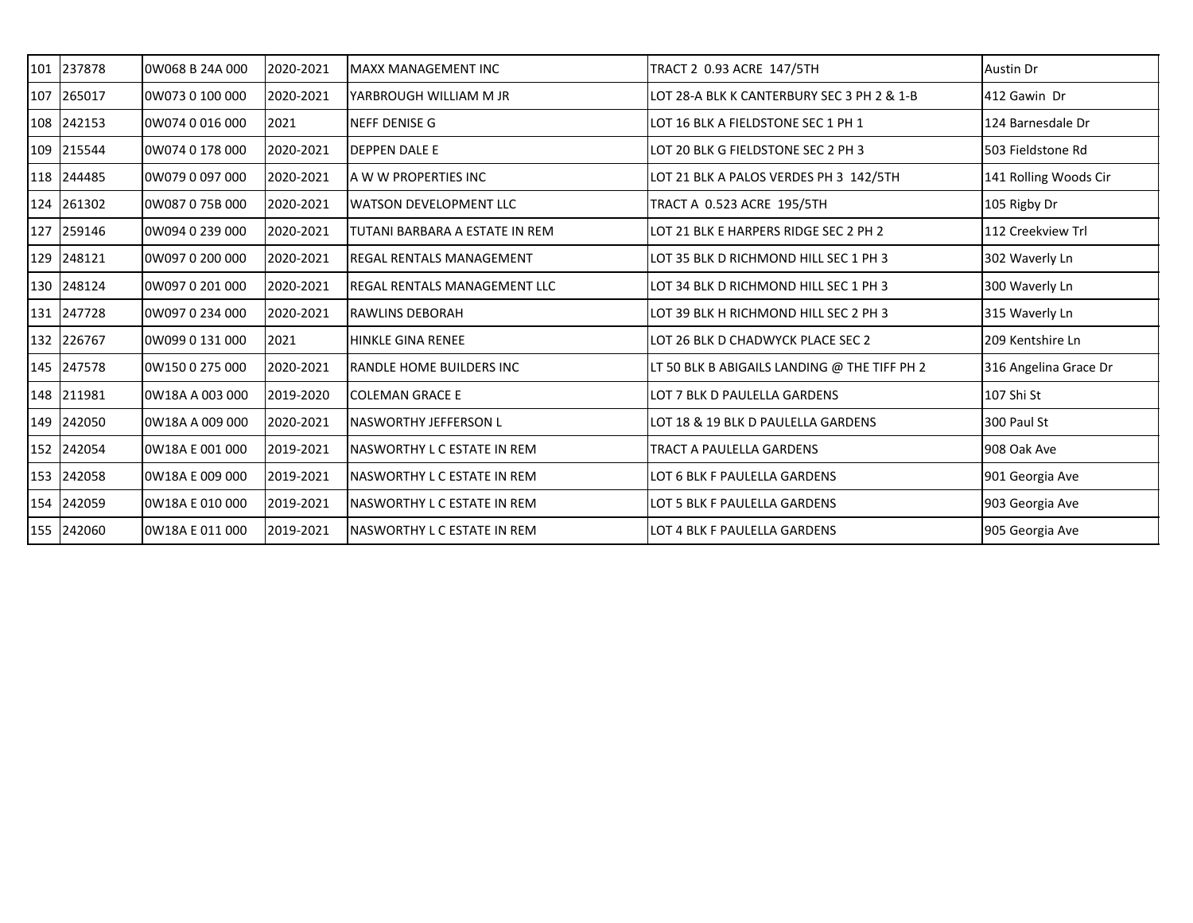| | | | | | | |
|---|---|---|---|---|---|---|
| 101 | 237878 | 0W068 B 24A 000 | 2020-2021 | MAXX MANAGEMENT INC | TRACT 2 0.93 ACRE 147/5TH | Austin Dr |
| 107 | 265017 | 0W073 0 100 000 | 2020-2021 | YARBROUGH WILLIAM M JR | LOT 28-A BLK K CANTERBURY SEC 3 PH 2 & 1-B | 412 Gawin Dr |
| 108 | 242153 | 0W074 0 016 000 | 2021 | NEFF DENISE G | LOT 16 BLK A FIELDSTONE SEC 1 PH 1 | 124 Barnesdale Dr |
| 109 | 215544 | 0W074 0 178 000 | 2020-2021 | DEPPEN DALE E | LOT 20 BLK G FIELDSTONE SEC 2 PH 3 | 503 Fieldstone Rd |
| 118 | 244485 | 0W079 0 097 000 | 2020-2021 | A W W PROPERTIES INC | LOT 21 BLK A PALOS VERDES PH 3 142/5TH | 141 Rolling Woods Cir |
| 124 | 261302 | 0W087 0 75B 000 | 2020-2021 | WATSON DEVELOPMENT LLC | TRACT A 0.523 ACRE 195/5TH | 105 Rigby Dr |
| 127 | 259146 | 0W094 0 239 000 | 2020-2021 | TUTANI BARBARA A ESTATE IN REM | LOT 21 BLK E HARPERS RIDGE SEC 2 PH 2 | 112 Creekview Trl |
| 129 | 248121 | 0W097 0 200 000 | 2020-2021 | REGAL RENTALS MANAGEMENT | LOT 35 BLK D RICHMOND HILL SEC 1 PH 3 | 302 Waverly Ln |
| 130 | 248124 | 0W097 0 201 000 | 2020-2021 | REGAL RENTALS MANAGEMENT LLC | LOT 34 BLK D RICHMOND HILL SEC 1 PH 3 | 300 Waverly Ln |
| 131 | 247728 | 0W097 0 234 000 | 2020-2021 | RAWLINS DEBORAH | LOT 39 BLK H RICHMOND HILL SEC 2 PH 3 | 315 Waverly Ln |
| 132 | 226767 | 0W099 0 131 000 | 2021 | HINKLE GINA RENEE | LOT 26 BLK D CHADWYCK PLACE SEC 2 | 209 Kentshire Ln |
| 145 | 247578 | 0W150 0 275 000 | 2020-2021 | RANDLE HOME BUILDERS INC | LT 50 BLK B ABIGAILS LANDING @ THE TIFF PH 2 | 316 Angelina Grace Dr |
| 148 | 211981 | 0W18A A 003 000 | 2019-2020 | COLEMAN GRACE E | LOT 7 BLK D PAULELLA GARDENS | 107 Shi St |
| 149 | 242050 | 0W18A A 009 000 | 2020-2021 | NASWORTHY JEFFERSON L | LOT 18 & 19 BLK D PAULELLA GARDENS | 300 Paul St |
| 152 | 242054 | 0W18A E 001 000 | 2019-2021 | NASWORTHY L C ESTATE IN REM | TRACT A PAULELLA GARDENS | 908 Oak Ave |
| 153 | 242058 | 0W18A E 009 000 | 2019-2021 | NASWORTHY L C ESTATE IN REM | LOT 6 BLK F PAULELLA GARDENS | 901 Georgia Ave |
| 154 | 242059 | 0W18A E 010 000 | 2019-2021 | NASWORTHY L C ESTATE IN REM | LOT 5 BLK F PAULELLA GARDENS | 903 Georgia Ave |
| 155 | 242060 | 0W18A E 011 000 | 2019-2021 | NASWORTHY L C ESTATE IN REM | LOT 4 BLK F PAULELLA GARDENS | 905 Georgia Ave |